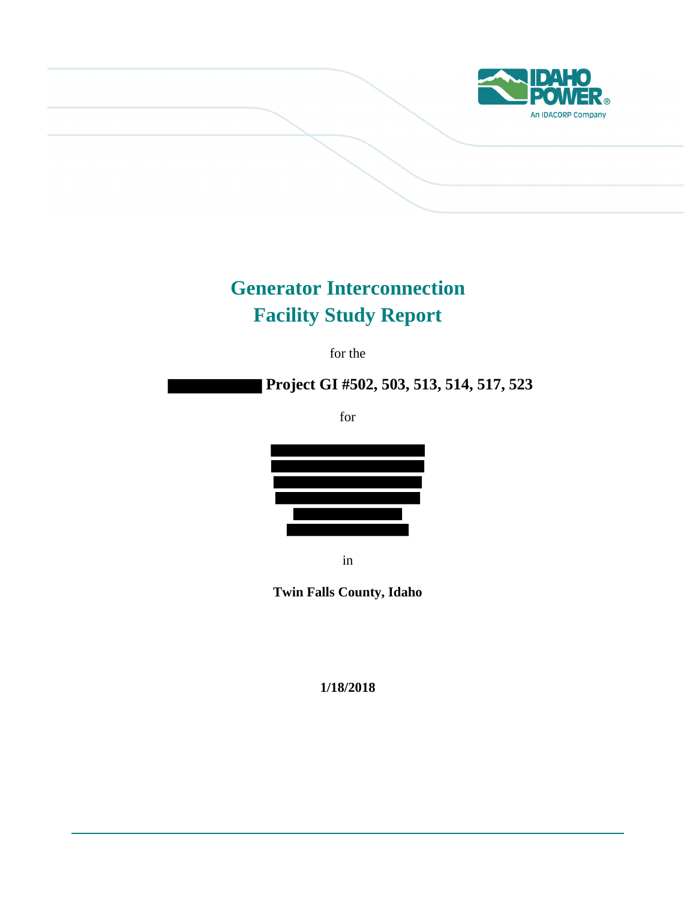# Generator Interconnection Facility Study Report

for the

**Project GI #502, 503, 513, 514, 517, 523**

for

in

**Twin Falls County, Idaho**

**1/18/2018**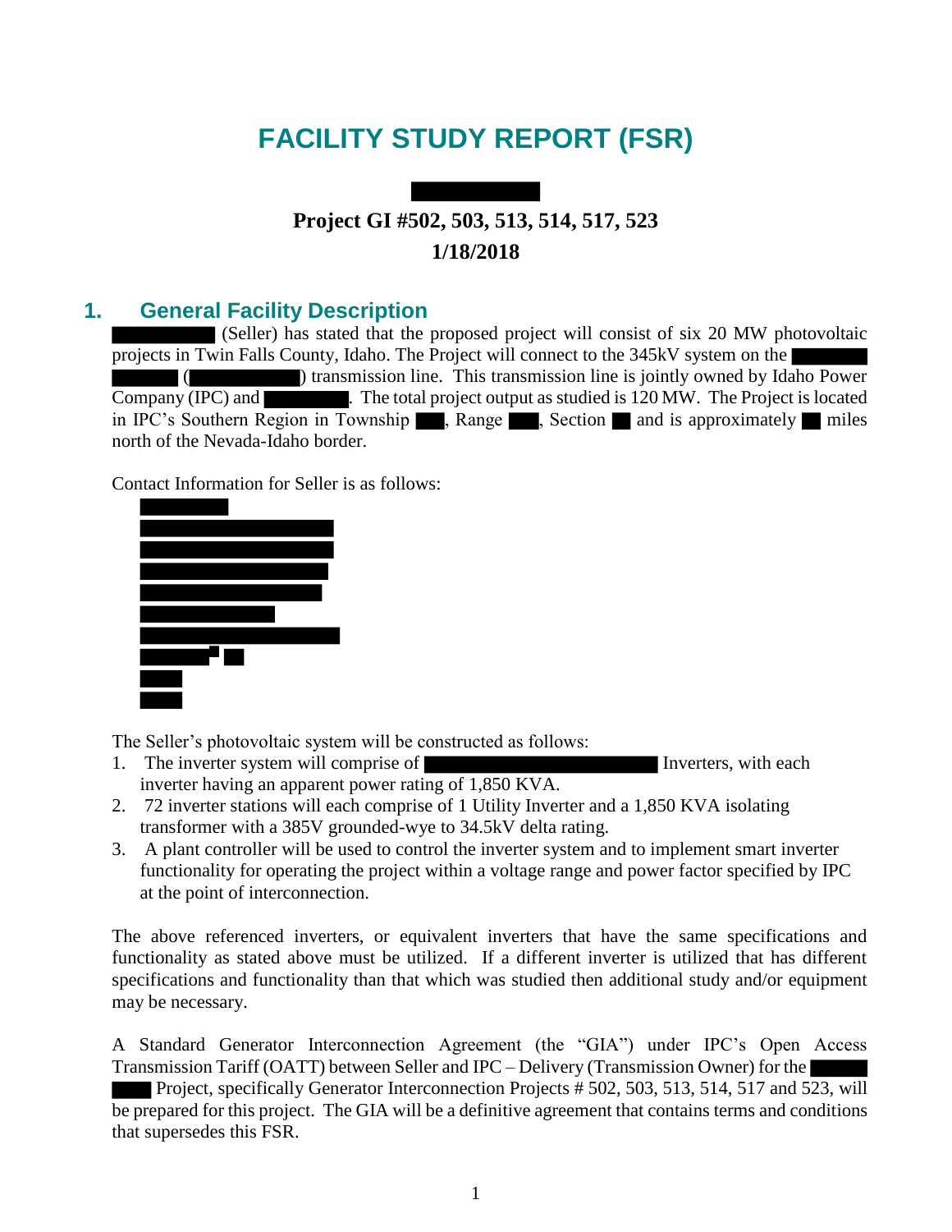# FACILITY STUDY REPORT (FSR)

**Project GI #502, 503, 513, 514, 517, 523**

**1/18/2018**

## 1. General Facility Description

(Seller) has stated that the proposed project will consist of six 20 MW photovoltaic projects in Twin Falls County, Idaho. The Project will connect to the 345kV system on the ( ) transmission line. This transmission line is jointly owned by Idaho Power Company (IPC) and . The total project output as studied is 120 MW. The Project is located in IPC's Southern Region in Township , Range , Section and is approximately miles north of the Nevada-Idaho border.

Contact Information for Seller is as follows:

The Seller's photovoltaic system will be constructed as follows:

1. The inverter system will comprise of Inverters, with each inverter having an apparent power rating of 1,850 KVA.
2. 72 inverter stations will each comprise of 1 Utility Inverter and a 1,850 KVA isolating transformer with a 385V grounded-wye to 34.5kV delta rating.
3. A plant controller will be used to control the inverter system and to implement smart inverter functionality for operating the project within a voltage range and power factor specified by IPC at the point of interconnection.

The above referenced inverters, or equivalent inverters that have the same specifications and functionality as stated above must be utilized. If a different inverter is utilized that has different specifications and functionality than that which was studied then additional study and/or equipment may be necessary.

A Standard Generator Interconnection Agreement (the "GIA") under IPC's Open Access Transmission Tariff (OATT) between Seller and IPC – Delivery (Transmission Owner) for the Project, specifically Generator Interconnection Projects # 502, 503, 513, 514, 517 and 523, will be prepared for this project. The GIA will be a definitive agreement that contains terms and conditions that supersedes this FSR.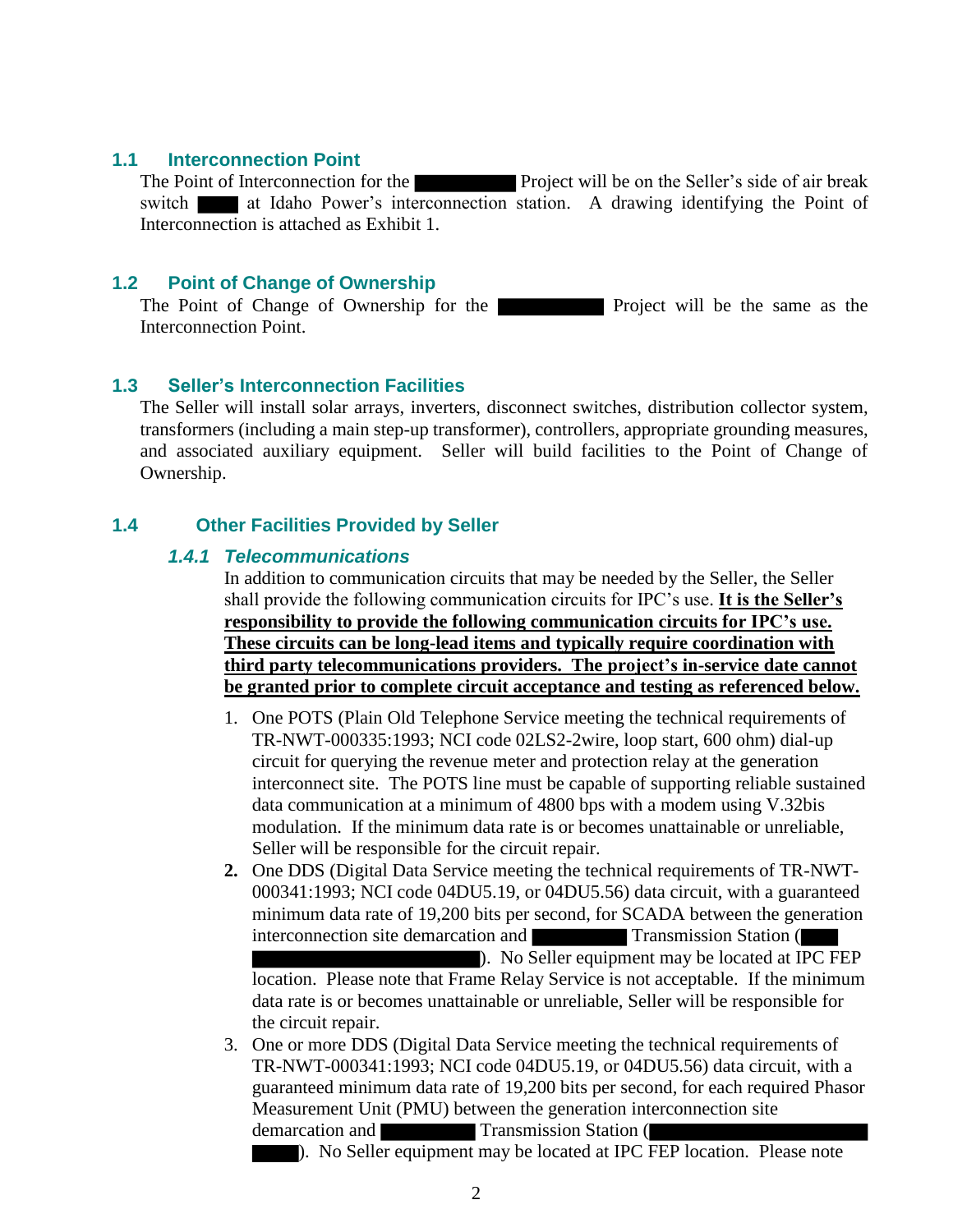## 1.1 Interconnection Point

The Point of Interconnection for the ██████ Project will be on the Seller's side of air break switch ███ at Idaho Power's interconnection station. A drawing identifying the Point of Interconnection is attached as Exhibit 1.

## 1.2 Point of Change of Ownership

The Point of Change of Ownership for the ██████ Project will be the same as the Interconnection Point.

## 1.3 Seller's Interconnection Facilities

The Seller will install solar arrays, inverters, disconnect switches, distribution collector system, transformers (including a main step-up transformer), controllers, appropriate grounding measures, and associated auxiliary equipment. Seller will build facilities to the Point of Change of Ownership.

## 1.4 Other Facilities Provided by Seller

### *1.4.1 Telecommunications*

In addition to communication circuits that may be needed by the Seller, the Seller shall provide the following communication circuits for IPC's use. **It is the Seller's responsibility to provide the following communication circuits for IPC's use. These circuits can be long-lead items and typically require coordination with third party telecommunications providers. The project's in-service date cannot be granted prior to complete circuit acceptance and testing as referenced below.**

1. One POTS (Plain Old Telephone Service meeting the technical requirements of TR-NWT-000335:1993; NCI code 02LS2-2wire, loop start, 600 ohm) dial-up circuit for querying the revenue meter and protection relay at the generation interconnect site. The POTS line must be capable of supporting reliable sustained data communication at a minimum of 4800 bps with a modem using V.32bis modulation. If the minimum data rate is or becomes unattainable or unreliable, Seller will be responsible for the circuit repair.
2. One DDS (Digital Data Service meeting the technical requirements of TR-NWT-000341:1993; NCI code 04DU5.19, or 04DU5.56) data circuit, with a guaranteed minimum data rate of 19,200 bits per second, for SCADA between the generation interconnection site demarcation and ██████ Transmission Station (███ ██████████████). No Seller equipment may be located at IPC FEP location. Please note that Frame Relay Service is not acceptable. If the minimum data rate is or becomes unattainable or unreliable, Seller will be responsible for the circuit repair.
3. One or more DDS (Digital Data Service meeting the technical requirements of TR-NWT-000341:1993; NCI code 04DU5.19, or 04DU5.56) data circuit, with a guaranteed minimum data rate of 19,200 bits per second, for each required Phasor Measurement Unit (PMU) between the generation interconnection site demarcation and ██████ Transmission Station (██████████████ ███). No Seller equipment may be located at IPC FEP location. Please note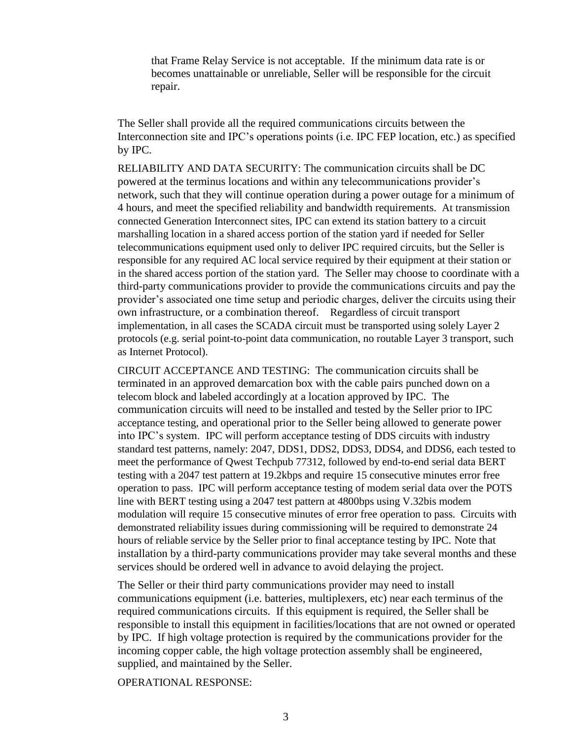that Frame Relay Service is not acceptable. If the minimum data rate is or becomes unattainable or unreliable, Seller will be responsible for the circuit repair.

The Seller shall provide all the required communications circuits between the Interconnection site and IPC's operations points (i.e. IPC FEP location, etc.) as specified by IPC.

RELIABILITY AND DATA SECURITY: The communication circuits shall be DC powered at the terminus locations and within any telecommunications provider's network, such that they will continue operation during a power outage for a minimum of 4 hours, and meet the specified reliability and bandwidth requirements. At transmission connected Generation Interconnect sites, IPC can extend its station battery to a circuit marshalling location in a shared access portion of the station yard if needed for Seller telecommunications equipment used only to deliver IPC required circuits, but the Seller is responsible for any required AC local service required by their equipment at their station or in the shared access portion of the station yard. The Seller may choose to coordinate with a third-party communications provider to provide the communications circuits and pay the provider's associated one time setup and periodic charges, deliver the circuits using their own infrastructure, or a combination thereof. Regardless of circuit transport implementation, in all cases the SCADA circuit must be transported using solely Layer 2 protocols (e.g. serial point-to-point data communication, no routable Layer 3 transport, such as Internet Protocol).

CIRCUIT ACCEPTANCE AND TESTING: The communication circuits shall be terminated in an approved demarcation box with the cable pairs punched down on a telecom block and labeled accordingly at a location approved by IPC. The communication circuits will need to be installed and tested by the Seller prior to IPC acceptance testing, and operational prior to the Seller being allowed to generate power into IPC's system. IPC will perform acceptance testing of DDS circuits with industry standard test patterns, namely: 2047, DDS1, DDS2, DDS3, DDS4, and DDS6, each tested to meet the performance of Qwest Techpub 77312, followed by end-to-end serial data BERT testing with a 2047 test pattern at 19.2kbps and require 15 consecutive minutes error free operation to pass. IPC will perform acceptance testing of modem serial data over the POTS line with BERT testing using a 2047 test pattern at 4800bps using V.32bis modem modulation will require 15 consecutive minutes of error free operation to pass. Circuits with demonstrated reliability issues during commissioning will be required to demonstrate 24 hours of reliable service by the Seller prior to final acceptance testing by IPC. Note that installation by a third-party communications provider may take several months and these services should be ordered well in advance to avoid delaying the project.

The Seller or their third party communications provider may need to install communications equipment (i.e. batteries, multiplexers, etc) near each terminus of the required communications circuits. If this equipment is required, the Seller shall be responsible to install this equipment in facilities/locations that are not owned or operated by IPC. If high voltage protection is required by the communications provider for the incoming copper cable, the high voltage protection assembly shall be engineered, supplied, and maintained by the Seller.

OPERATIONAL RESPONSE: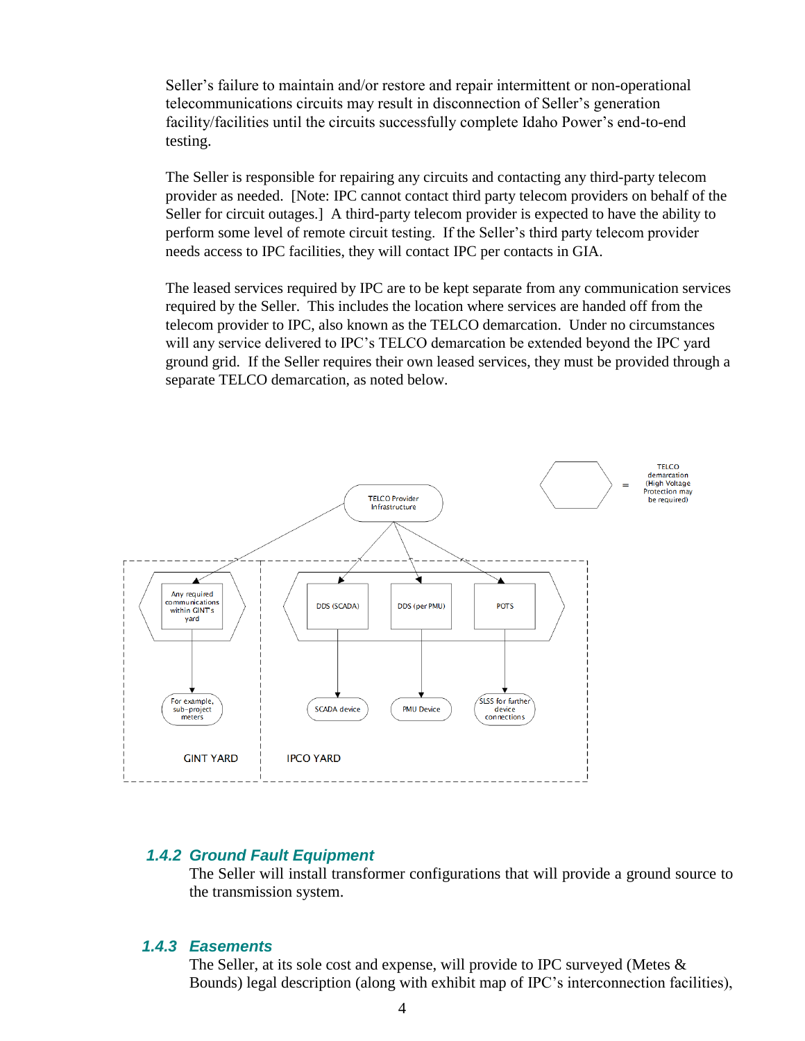Seller's failure to maintain and/or restore and repair intermittent or non-operational telecommunications circuits may result in disconnection of Seller's generation facility/facilities until the circuits successfully complete Idaho Power's end-to-end testing.

The Seller is responsible for repairing any circuits and contacting any third-party telecom provider as needed. [Note: IPC cannot contact third party telecom providers on behalf of the Seller for circuit outages.] A third-party telecom provider is expected to have the ability to perform some level of remote circuit testing. If the Seller's third party telecom provider needs access to IPC facilities, they will contact IPC per contacts in GIA.

The leased services required by IPC are to be kept separate from any communication services required by the Seller. This includes the location where services are handed off from the telecom provider to IPC, also known as the TELCO demarcation. Under no circumstances will any service delivered to IPC's TELCO demarcation be extended beyond the IPC yard ground grid. If the Seller requires their own leased services, they must be provided through a separate TELCO demarcation, as noted below.

TELCO Provider Infrastructure

= TELCO demarcation (High Voltage Protection may be required)

Any required communications within GINT's yard

For example, sub-project meters

GINT YARD

DDS (SCADA)

DDS (per PMU)

POTS

SCADA device

PMU Device

SLSS for further device connections

IPCO YARD

### 1.4.2 Ground Fault Equipment

The Seller will install transformer configurations that will provide a ground source to the transmission system.

### 1.4.3 Easements

The Seller, at its sole cost and expense, will provide to IPC surveyed (Metes & Bounds) legal description (along with exhibit map of IPC's interconnection facilities),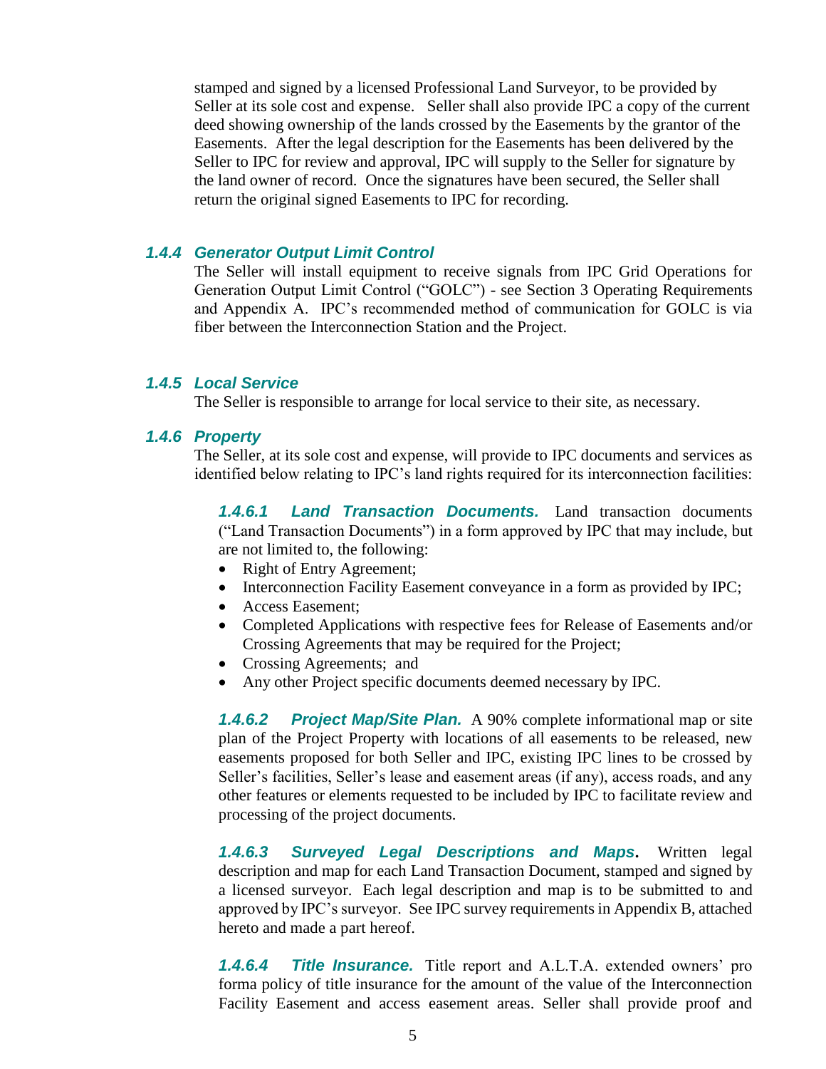stamped and signed by a licensed Professional Land Surveyor, to be provided by Seller at its sole cost and expense. Seller shall also provide IPC a copy of the current deed showing ownership of the lands crossed by the Easements by the grantor of the Easements. After the legal description for the Easements has been delivered by the Seller to IPC for review and approval, IPC will supply to the Seller for signature by the land owner of record. Once the signatures have been secured, the Seller shall return the original signed Easements to IPC for recording.

#### *1.4.4 Generator Output Limit Control*

The Seller will install equipment to receive signals from IPC Grid Operations for Generation Output Limit Control ("GOLC") - see Section 3 Operating Requirements and Appendix A. IPC's recommended method of communication for GOLC is via fiber between the Interconnection Station and the Project.

#### *1.4.5 Local Service*

The Seller is responsible to arrange for local service to their site, as necessary.

#### *1.4.6 Property*

The Seller, at its sole cost and expense, will provide to IPC documents and services as identified below relating to IPC's land rights required for its interconnection facilities:

***1.4.6.1 Land Transaction Documents.*** Land transaction documents ("Land Transaction Documents") in a form approved by IPC that may include, but are not limited to, the following:

- Right of Entry Agreement;
- Interconnection Facility Easement conveyance in a form as provided by IPC;
- Access Easement;
- Completed Applications with respective fees for Release of Easements and/or Crossing Agreements that may be required for the Project;
- Crossing Agreements; and
- Any other Project specific documents deemed necessary by IPC.

***1.4.6.2 Project Map/Site Plan.*** A 90% complete informational map or site plan of the Project Property with locations of all easements to be released, new easements proposed for both Seller and IPC, existing IPC lines to be crossed by Seller's facilities, Seller's lease and easement areas (if any), access roads, and any other features or elements requested to be included by IPC to facilitate review and processing of the project documents.

***1.4.6.3 Surveyed Legal Descriptions and Maps*.** Written legal description and map for each Land Transaction Document, stamped and signed by a licensed surveyor. Each legal description and map is to be submitted to and approved by IPC's surveyor. See IPC survey requirements in Appendix B, attached hereto and made a part hereof.

***1.4.6.4 Title Insurance.*** Title report and A.L.T.A. extended owners' pro forma policy of title insurance for the amount of the value of the Interconnection Facility Easement and access easement areas. Seller shall provide proof and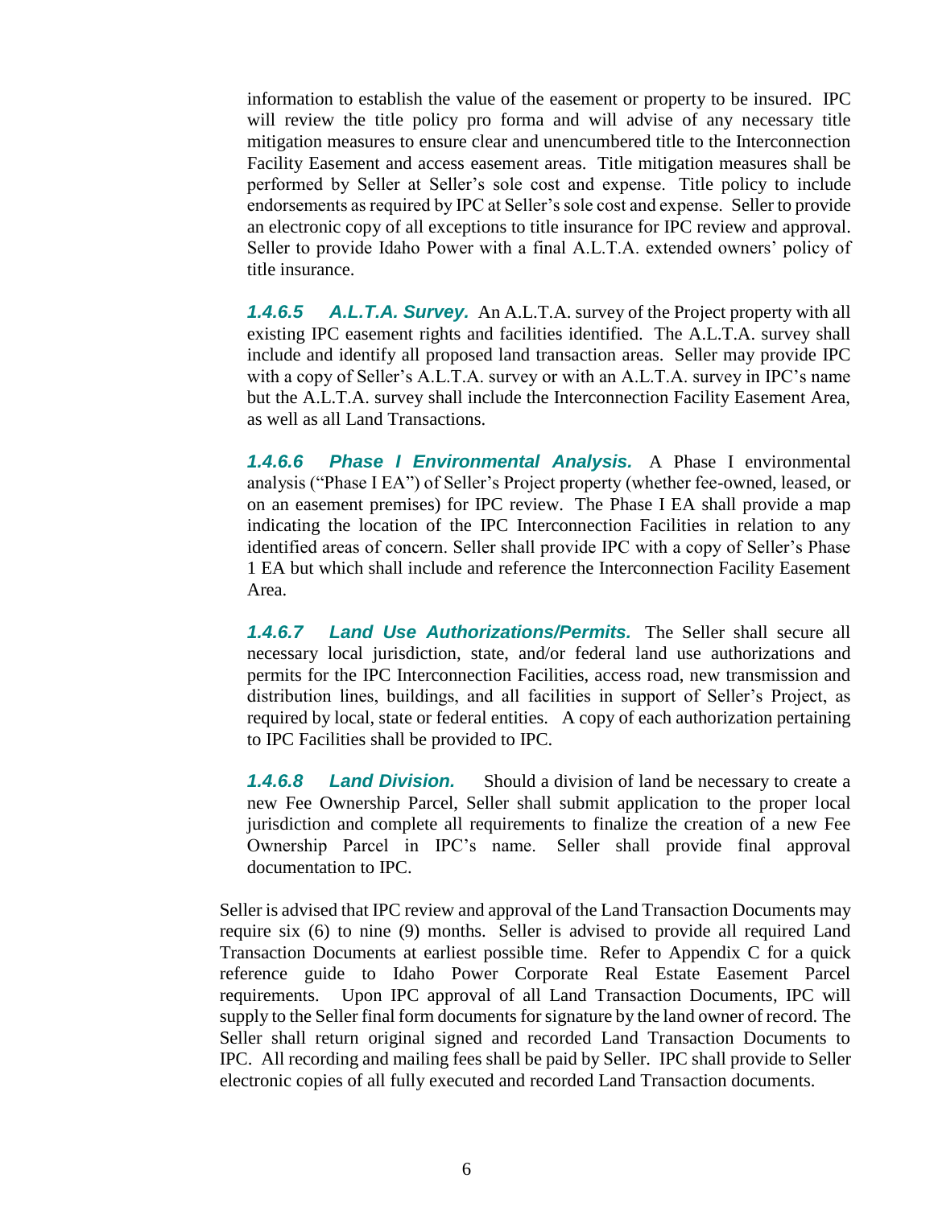information to establish the value of the easement or property to be insured. IPC will review the title policy pro forma and will advise of any necessary title mitigation measures to ensure clear and unencumbered title to the Interconnection Facility Easement and access easement areas. Title mitigation measures shall be performed by Seller at Seller's sole cost and expense. Title policy to include endorsements as required by IPC at Seller's sole cost and expense. Seller to provide an electronic copy of all exceptions to title insurance for IPC review and approval. Seller to provide Idaho Power with a final A.L.T.A. extended owners' policy of title insurance.

***1.4.6.5 A.L.T.A. Survey.*** An A.L.T.A. survey of the Project property with all existing IPC easement rights and facilities identified. The A.L.T.A. survey shall include and identify all proposed land transaction areas. Seller may provide IPC with a copy of Seller's A.L.T.A. survey or with an A.L.T.A. survey in IPC's name but the A.L.T.A. survey shall include the Interconnection Facility Easement Area, as well as all Land Transactions.

***1.4.6.6 Phase I Environmental Analysis.*** A Phase I environmental analysis ("Phase I EA") of Seller's Project property (whether fee-owned, leased, or on an easement premises) for IPC review. The Phase I EA shall provide a map indicating the location of the IPC Interconnection Facilities in relation to any identified areas of concern. Seller shall provide IPC with a copy of Seller's Phase 1 EA but which shall include and reference the Interconnection Facility Easement Area.

***1.4.6.7 Land Use Authorizations/Permits.*** The Seller shall secure all necessary local jurisdiction, state, and/or federal land use authorizations and permits for the IPC Interconnection Facilities, access road, new transmission and distribution lines, buildings, and all facilities in support of Seller's Project, as required by local, state or federal entities. A copy of each authorization pertaining to IPC Facilities shall be provided to IPC.

***1.4.6.8 Land Division.*** Should a division of land be necessary to create a new Fee Ownership Parcel, Seller shall submit application to the proper local jurisdiction and complete all requirements to finalize the creation of a new Fee Ownership Parcel in IPC's name. Seller shall provide final approval documentation to IPC.

Seller is advised that IPC review and approval of the Land Transaction Documents may require six (6) to nine (9) months. Seller is advised to provide all required Land Transaction Documents at earliest possible time. Refer to Appendix C for a quick reference guide to Idaho Power Corporate Real Estate Easement Parcel requirements. Upon IPC approval of all Land Transaction Documents, IPC will supply to the Seller final form documents for signature by the land owner of record. The Seller shall return original signed and recorded Land Transaction Documents to IPC. All recording and mailing fees shall be paid by Seller. IPC shall provide to Seller electronic copies of all fully executed and recorded Land Transaction documents.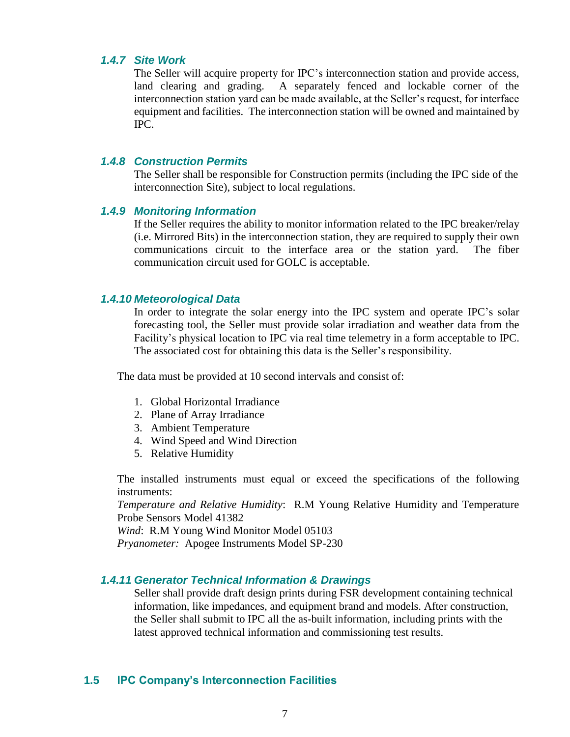### *1.4.7 Site Work*

The Seller will acquire property for IPC's interconnection station and provide access, land clearing and grading. A separately fenced and lockable corner of the interconnection station yard can be made available, at the Seller's request, for interface equipment and facilities. The interconnection station will be owned and maintained by IPC.

### *1.4.8 Construction Permits*

The Seller shall be responsible for Construction permits (including the IPC side of the interconnection Site), subject to local regulations.

### *1.4.9 Monitoring Information*

If the Seller requires the ability to monitor information related to the IPC breaker/relay (i.e. Mirrored Bits) in the interconnection station, they are required to supply their own communications circuit to the interface area or the station yard. The fiber communication circuit used for GOLC is acceptable.

### *1.4.10 Meteorological Data*

In order to integrate the solar energy into the IPC system and operate IPC's solar forecasting tool, the Seller must provide solar irradiation and weather data from the Facility's physical location to IPC via real time telemetry in a form acceptable to IPC. The associated cost for obtaining this data is the Seller's responsibility.

The data must be provided at 10 second intervals and consist of:

1. Global Horizontal Irradiance
2. Plane of Array Irradiance
3. Ambient Temperature
4. Wind Speed and Wind Direction
5. Relative Humidity

The installed instruments must equal or exceed the specifications of the following instruments:
*Temperature and Relative Humidity*: R.M Young Relative Humidity and Temperature Probe Sensors Model 41382
*Wind*: R.M Young Wind Monitor Model 05103
*Pryanometer:* Apogee Instruments Model SP-230

### *1.4.11 Generator Technical Information & Drawings*

Seller shall provide draft design prints during FSR development containing technical information, like impedances, and equipment brand and models. After construction, the Seller shall submit to IPC all the as-built information, including prints with the latest approved technical information and commissioning test results.

## 1.5 IPC Company's Interconnection Facilities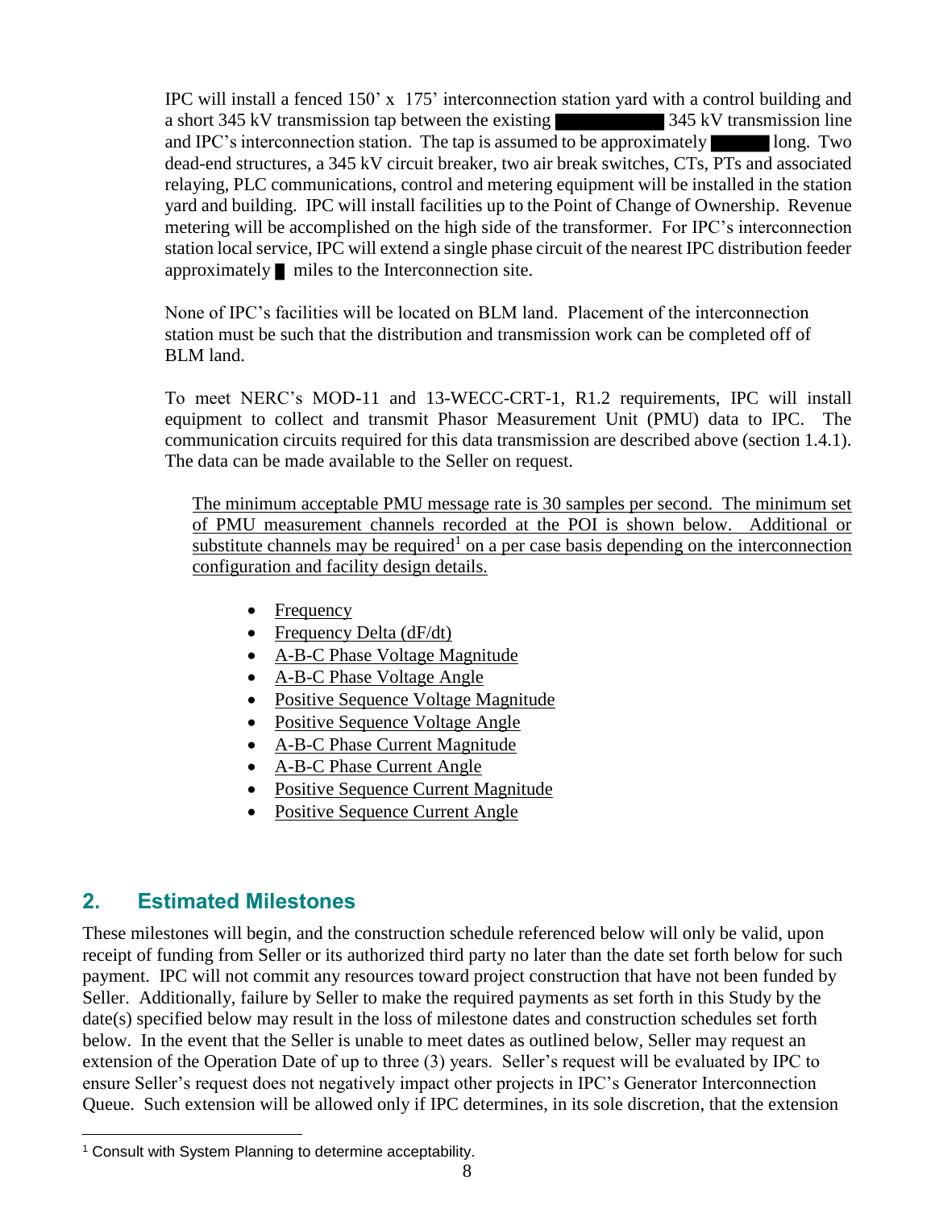IPC will install a fenced 150' x 175' interconnection station yard with a control building and a short 345 kV transmission tap between the existing ██████████ 345 kV transmission line and IPC's interconnection station. The tap is assumed to be approximately ██████ long. Two dead-end structures, a 345 kV circuit breaker, two air break switches, CTs, PTs and associated relaying, PLC communications, control and metering equipment will be installed in the station yard and building. IPC will install facilities up to the Point of Change of Ownership. Revenue metering will be accomplished on the high side of the transformer. For IPC's interconnection station local service, IPC will extend a single phase circuit of the nearest IPC distribution feeder approximately █ miles to the Interconnection site.

None of IPC's facilities will be located on BLM land. Placement of the interconnection station must be such that the distribution and transmission work can be completed off of BLM land.

To meet NERC's MOD-11 and 13-WECC-CRT-1, R1.2 requirements, IPC will install equipment to collect and transmit Phasor Measurement Unit (PMU) data to IPC. The communication circuits required for this data transmission are described above (section 1.4.1). The data can be made available to the Seller on request.

<u>The minimum acceptable PMU message rate is 30 samples per second. The minimum set of PMU measurement channels recorded at the POI is shown below. Additional or substitute channels may be required[1] on a per case basis depending on the interconnection configuration and facility design details.</u>

- <u>Frequency</u>
- <u>Frequency Delta (dF/dt)</u>
- <u>A-B-C Phase Voltage Magnitude</u>
- <u>A-B-C Phase Voltage Angle</u>
- <u>Positive Sequence Voltage Magnitude</u>
- <u>Positive Sequence Voltage Angle</u>
- <u>A-B-C Phase Current Magnitude</u>
- <u>A-B-C Phase Current Angle</u>
- <u>Positive Sequence Current Magnitude</u>
- <u>Positive Sequence Current Angle</u>

## 2. Estimated Milestones

These milestones will begin, and the construction schedule referenced below will only be valid, upon receipt of funding from Seller or its authorized third party no later than the date set forth below for such payment. IPC will not commit any resources toward project construction that have not been funded by Seller. Additionally, failure by Seller to make the required payments as set forth in this Study by the date(s) specified below may result in the loss of milestone dates and construction schedules set forth below. In the event that the Seller is unable to meet dates as outlined below, Seller may request an extension of the Operation Date of up to three (3) years. Seller's request will be evaluated by IPC to ensure Seller's request does not negatively impact other projects in IPC's Generator Interconnection Queue. Such extension will be allowed only if IPC determines, in its sole discretion, that the extension

[1] Consult with System Planning to determine acceptability.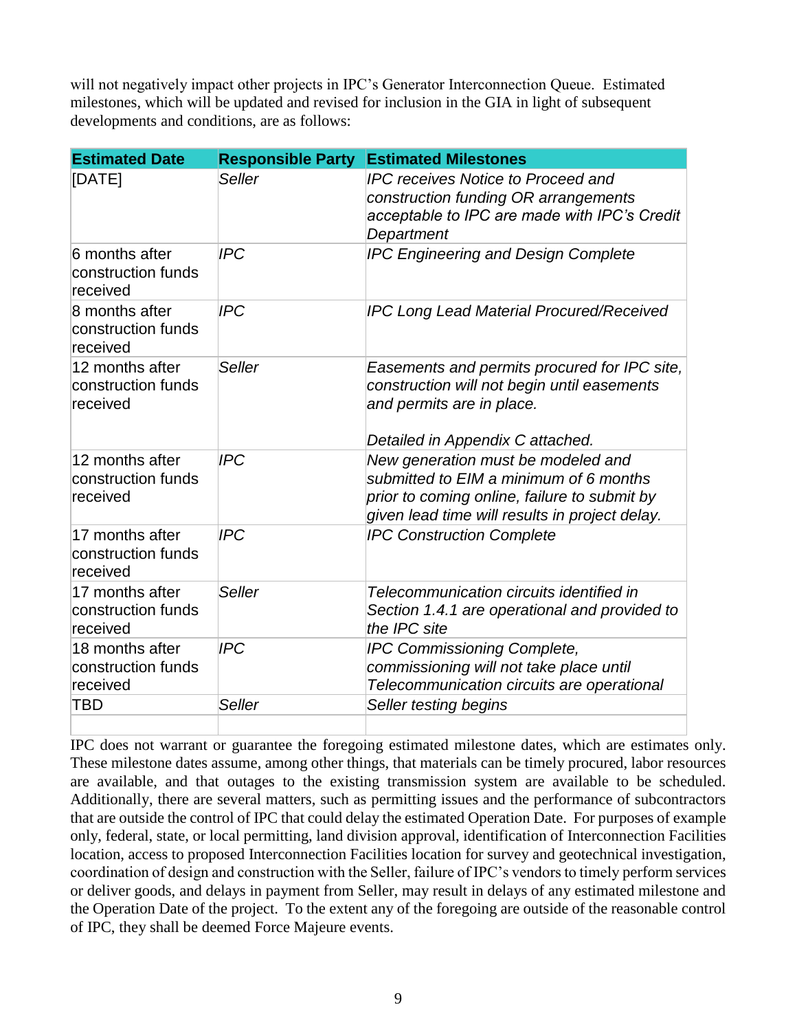will not negatively impact other projects in IPC's Generator Interconnection Queue. Estimated milestones, which will be updated and revised for inclusion in the GIA in light of subsequent developments and conditions, are as follows:

| Estimated Date | Responsible Party | Estimated Milestones |
|---|---|---|
| [DATE] | *Seller* | *IPC receives Notice to Proceed and construction funding OR arrangements acceptable to IPC are made with IPC's Credit Department* |
| 6 months after construction funds received | *IPC* | *IPC Engineering and Design Complete* |
| 8 months after construction funds received | *IPC* | *IPC Long Lead Material Procured/Received* |
| 12 months after construction funds received | *Seller* | *Easements and permits procured for IPC site, construction will not begin until easements and permits are in place.*<br><br>*Detailed in Appendix C attached.* |
| 12 months after construction funds received | *IPC* | *New generation must be modeled and submitted to EIM a minimum of 6 months prior to coming online, failure to submit by given lead time will results in project delay.* |
| 17 months after construction funds received | *IPC* | *IPC Construction Complete* |
| 17 months after construction funds received | *Seller* | *Telecommunication circuits identified in Section 1.4.1 are operational and provided to the IPC site* |
| 18 months after construction funds received | *IPC* | *IPC Commissioning Complete, commissioning will not take place until Telecommunication circuits are operational* |
| TBD | *Seller* | *Seller testing begins* |
| | | |

IPC does not warrant or guarantee the foregoing estimated milestone dates, which are estimates only. These milestone dates assume, among other things, that materials can be timely procured, labor resources are available, and that outages to the existing transmission system are available to be scheduled. Additionally, there are several matters, such as permitting issues and the performance of subcontractors that are outside the control of IPC that could delay the estimated Operation Date. For purposes of example only, federal, state, or local permitting, land division approval, identification of Interconnection Facilities location, access to proposed Interconnection Facilities location for survey and geotechnical investigation, coordination of design and construction with the Seller, failure of IPC's vendors to timely perform services or deliver goods, and delays in payment from Seller, may result in delays of any estimated milestone and the Operation Date of the project. To the extent any of the foregoing are outside of the reasonable control of IPC, they shall be deemed Force Majeure events.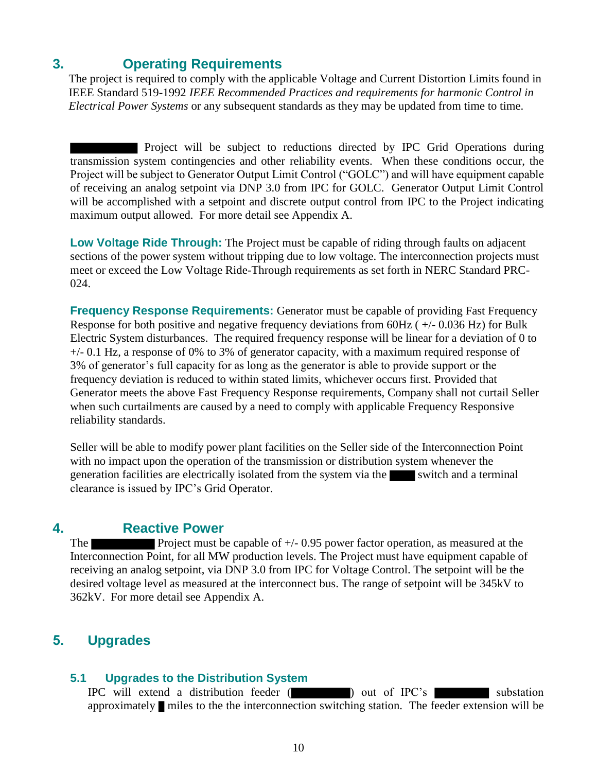## 3. Operating Requirements

The project is required to comply with the applicable Voltage and Current Distortion Limits found in IEEE Standard 519-1992 *IEEE Recommended Practices and requirements for harmonic Control in Electrical Power Systems* or any subsequent standards as they may be updated from time to time.

██████ Project will be subject to reductions directed by IPC Grid Operations during transmission system contingencies and other reliability events. When these conditions occur, the Project will be subject to Generator Output Limit Control ("GOLC") and will have equipment capable of receiving an analog setpoint via DNP 3.0 from IPC for GOLC. Generator Output Limit Control will be accomplished with a setpoint and discrete output control from IPC to the Project indicating maximum output allowed. For more detail see Appendix A.

**Low Voltage Ride Through:** The Project must be capable of riding through faults on adjacent sections of the power system without tripping due to low voltage. The interconnection projects must meet or exceed the Low Voltage Ride-Through requirements as set forth in NERC Standard PRC-024.

**Frequency Response Requirements:** Generator must be capable of providing Fast Frequency Response for both positive and negative frequency deviations from 60Hz ( +/- 0.036 Hz) for Bulk Electric System disturbances. The required frequency response will be linear for a deviation of 0 to +/- 0.1 Hz, a response of 0% to 3% of generator capacity, with a maximum required response of 3% of generator's full capacity for as long as the generator is able to provide support or the frequency deviation is reduced to within stated limits, whichever occurs first. Provided that Generator meets the above Fast Frequency Response requirements, Company shall not curtail Seller when such curtailments are caused by a need to comply with applicable Frequency Responsive reliability standards.

Seller will be able to modify power plant facilities on the Seller side of the Interconnection Point with no impact upon the operation of the transmission or distribution system whenever the generation facilities are electrically isolated from the system via the ███ switch and a terminal clearance is issued by IPC's Grid Operator.

## 4. Reactive Power

The ██████ Project must be capable of +/- 0.95 power factor operation, as measured at the Interconnection Point, for all MW production levels. The Project must have equipment capable of receiving an analog setpoint, via DNP 3.0 from IPC for Voltage Control. The setpoint will be the desired voltage level as measured at the interconnect bus. The range of setpoint will be 345kV to 362kV. For more detail see Appendix A.

## 5. Upgrades

### 5.1 Upgrades to the Distribution System

IPC will extend a distribution feeder (██████) out of IPC's ██████ substation approximately █ miles to the the interconnection switching station. The feeder extension will be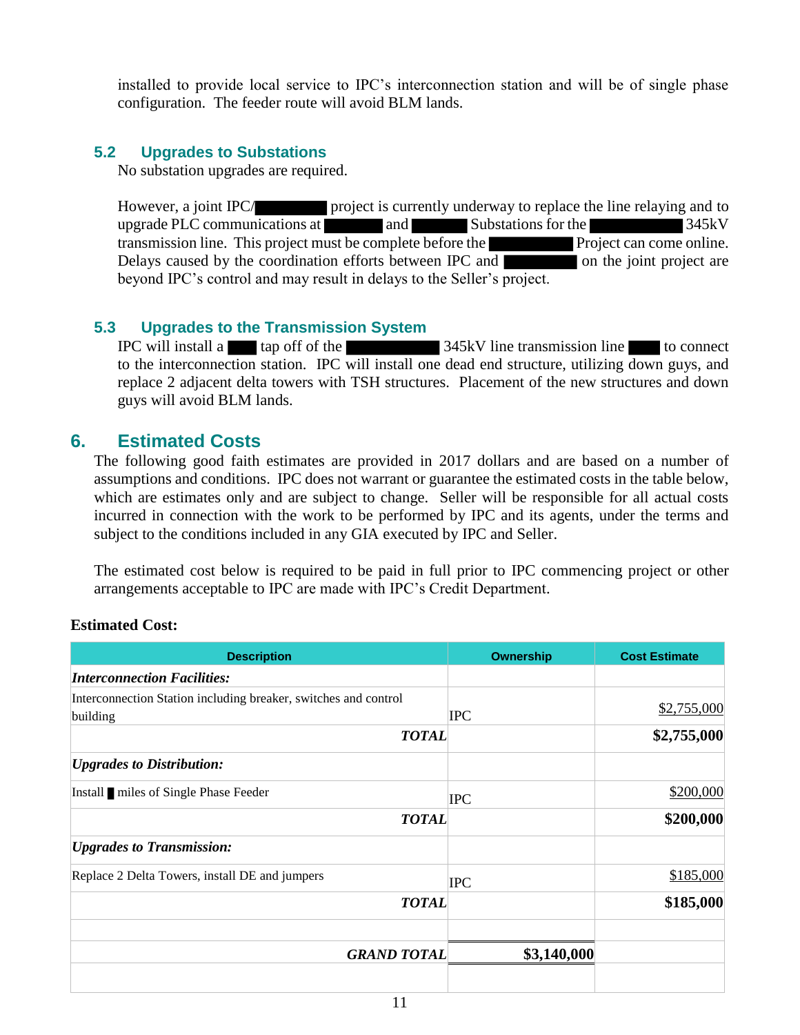installed to provide local service to IPC's interconnection station and will be of single phase configuration. The feeder route will avoid BLM lands.

### 5.2 Upgrades to Substations

No substation upgrades are required.

However, a joint IPC/█████ project is currently underway to replace the line relaying and to upgrade PLC communications at ████ and ████ Substations for the ███████ 345kV transmission line. This project must be complete before the ██████ Project can come online. Delays caused by the coordination efforts between IPC and █████ on the joint project are beyond IPC's control and may result in delays to the Seller's project.

### 5.3 Upgrades to the Transmission System

IPC will install a ██ tap off of the ███████ 345kV line transmission line ██ to connect to the interconnection station. IPC will install one dead end structure, utilizing down guys, and replace 2 adjacent delta towers with TSH structures. Placement of the new structures and down guys will avoid BLM lands.

## 6. Estimated Costs

The following good faith estimates are provided in 2017 dollars and are based on a number of assumptions and conditions. IPC does not warrant or guarantee the estimated costs in the table below, which are estimates only and are subject to change. Seller will be responsible for all actual costs incurred in connection with the work to be performed by IPC and its agents, under the terms and subject to the conditions included in any GIA executed by IPC and Seller.

The estimated cost below is required to be paid in full prior to IPC commencing project or other arrangements acceptable to IPC are made with IPC's Credit Department.

**Estimated Cost:**

| Description | Ownership | Cost Estimate |
|---|---|---|
| ***Interconnection Facilities:*** | | |
| Interconnection Station including breaker, switches and control building | IPC | $2,755,000 |
| ***TOTAL*** | | **$2,755,000** |
| ***Upgrades to Distribution:*** | | |
| Install █ miles of Single Phase Feeder | IPC | $200,000 |
| ***TOTAL*** | | **$200,000** |
| ***Upgrades to Transmission:*** | | |
| Replace 2 Delta Towers, install DE and jumpers | IPC | $185,000 |
| ***TOTAL*** | | **$185,000** |
| | | |
| ***GRAND TOTAL*** | **$3,140,000** | |
| | | |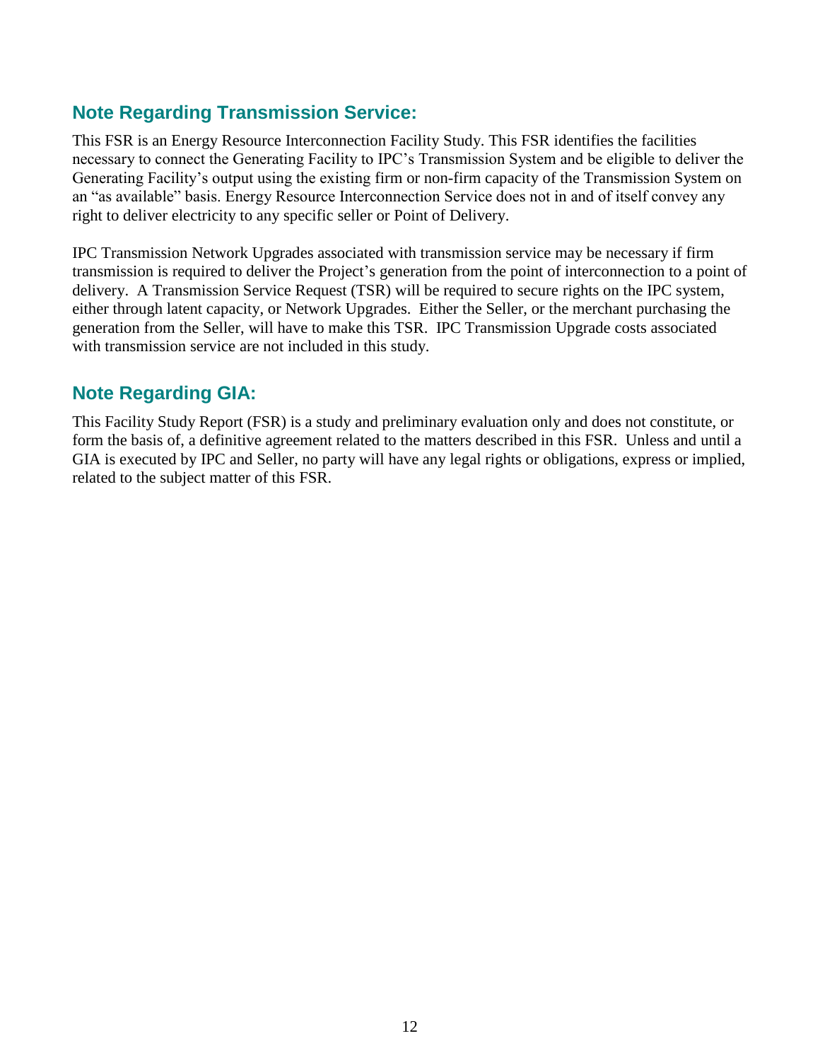## Note Regarding Transmission Service:

This FSR is an Energy Resource Interconnection Facility Study. This FSR identifies the facilities necessary to connect the Generating Facility to IPC's Transmission System and be eligible to deliver the Generating Facility's output using the existing firm or non-firm capacity of the Transmission System on an "as available" basis. Energy Resource Interconnection Service does not in and of itself convey any right to deliver electricity to any specific seller or Point of Delivery.

IPC Transmission Network Upgrades associated with transmission service may be necessary if firm transmission is required to deliver the Project's generation from the point of interconnection to a point of delivery. A Transmission Service Request (TSR) will be required to secure rights on the IPC system, either through latent capacity, or Network Upgrades. Either the Seller, or the merchant purchasing the generation from the Seller, will have to make this TSR. IPC Transmission Upgrade costs associated with transmission service are not included in this study.

## Note Regarding GIA:

This Facility Study Report (FSR) is a study and preliminary evaluation only and does not constitute, or form the basis of, a definitive agreement related to the matters described in this FSR. Unless and until a GIA is executed by IPC and Seller, no party will have any legal rights or obligations, express or implied, related to the subject matter of this FSR.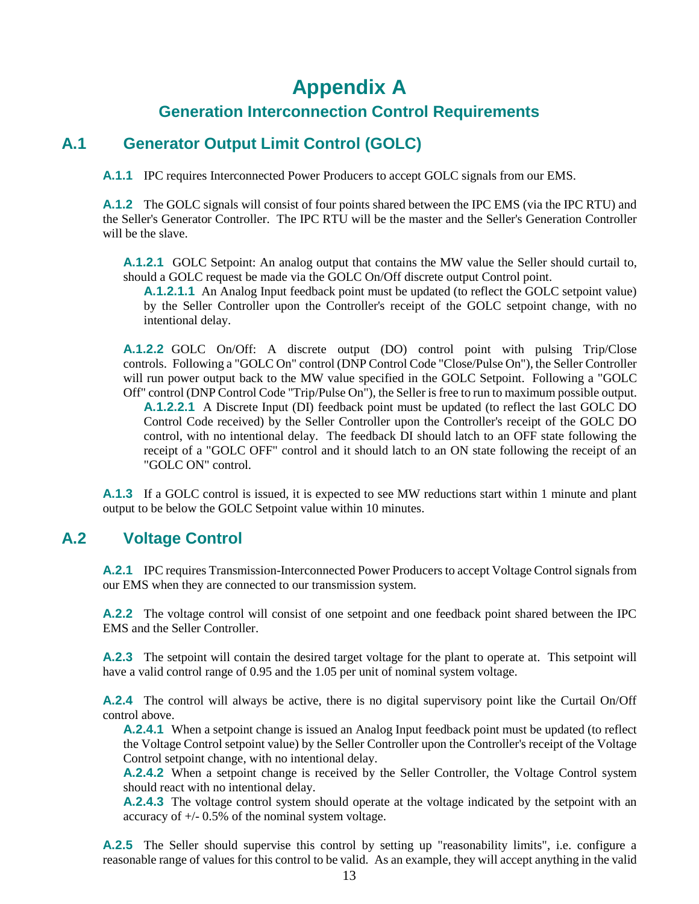# Appendix A

## Generation Interconnection Control Requirements

## A.1 Generator Output Limit Control (GOLC)

**A.1.1** IPC requires Interconnected Power Producers to accept GOLC signals from our EMS.

**A.1.2** The GOLC signals will consist of four points shared between the IPC EMS (via the IPC RTU) and the Seller's Generator Controller. The IPC RTU will be the master and the Seller's Generation Controller will be the slave.

**A.1.2.1** GOLC Setpoint: An analog output that contains the MW value the Seller should curtail to, should a GOLC request be made via the GOLC On/Off discrete output Control point.

**A.1.2.1.1** An Analog Input feedback point must be updated (to reflect the GOLC setpoint value) by the Seller Controller upon the Controller's receipt of the GOLC setpoint change, with no intentional delay.

**A.1.2.2** GOLC On/Off: A discrete output (DO) control point with pulsing Trip/Close controls. Following a "GOLC On" control (DNP Control Code "Close/Pulse On"), the Seller Controller will run power output back to the MW value specified in the GOLC Setpoint. Following a "GOLC Off" control (DNP Control Code "Trip/Pulse On"), the Seller is free to run to maximum possible output.

**A.1.2.2.1** A Discrete Input (DI) feedback point must be updated (to reflect the last GOLC DO Control Code received) by the Seller Controller upon the Controller's receipt of the GOLC DO control, with no intentional delay. The feedback DI should latch to an OFF state following the receipt of a "GOLC OFF" control and it should latch to an ON state following the receipt of an "GOLC ON" control.

**A.1.3** If a GOLC control is issued, it is expected to see MW reductions start within 1 minute and plant output to be below the GOLC Setpoint value within 10 minutes.

## A.2 Voltage Control

**A.2.1** IPC requires Transmission-Interconnected Power Producers to accept Voltage Control signals from our EMS when they are connected to our transmission system.

**A.2.2** The voltage control will consist of one setpoint and one feedback point shared between the IPC EMS and the Seller Controller.

**A.2.3** The setpoint will contain the desired target voltage for the plant to operate at. This setpoint will have a valid control range of 0.95 and the 1.05 per unit of nominal system voltage.

**A.2.4** The control will always be active, there is no digital supervisory point like the Curtail On/Off control above.

**A.2.4.1** When a setpoint change is issued an Analog Input feedback point must be updated (to reflect the Voltage Control setpoint value) by the Seller Controller upon the Controller's receipt of the Voltage Control setpoint change, with no intentional delay.

**A.2.4.2** When a setpoint change is received by the Seller Controller, the Voltage Control system should react with no intentional delay.

**A.2.4.3** The voltage control system should operate at the voltage indicated by the setpoint with an accuracy of +/- 0.5% of the nominal system voltage.

**A.2.5** The Seller should supervise this control by setting up "reasonability limits", i.e. configure a reasonable range of values for this control to be valid. As an example, they will accept anything in the valid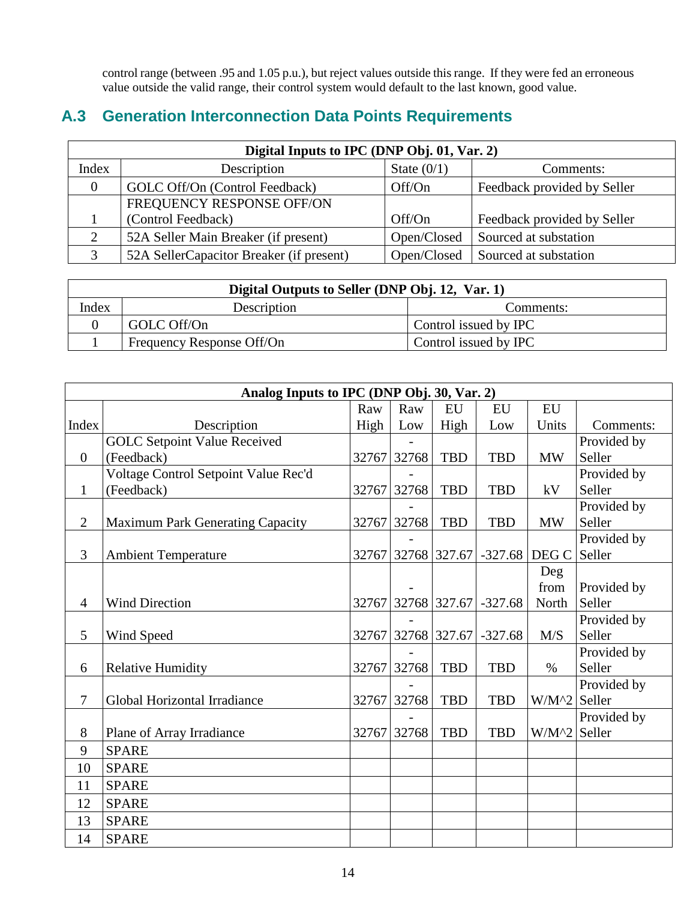control range (between .95 and 1.05 p.u.), but reject values outside this range. If they were fed an erroneous value outside the valid range, their control system would default to the last known, good value.

## A.3 Generation Interconnection Data Points Requirements

| Digital Inputs to IPC (DNP Obj. 01, Var. 2) | | | |
|---|---|---|---|
| Index | Description | State (0/1) | Comments: |
| 0 | GOLC Off/On (Control Feedback) | Off/On | Feedback provided by Seller |
| 1 | FREQUENCY RESPONSE OFF/ON (Control Feedback) | Off/On | Feedback provided by Seller |
| 2 | 52A Seller Main Breaker (if present) | Open/Closed | Sourced at substation |
| 3 | 52A SellerCapacitor Breaker (if present) | Open/Closed | Sourced at substation |

| Digital Outputs to Seller (DNP Obj. 12, Var. 1) | | |
|---|---|---|
| Index | Description | Comments: |
| 0 | GOLC Off/On | Control issued by IPC |
| 1 | Frequency Response Off/On | Control issued by IPC |

| Analog Inputs to IPC (DNP Obj. 30, Var. 2) | | | | | | | |
|---|---|---|---|---|---|---|---|
| Index | Description | Raw High | Raw Low | EU High | EU Low | EU Units | Comments: |
| 0 | GOLC Setpoint Value Received (Feedback) | 32767 | -32768 | TBD | TBD | MW | Provided by Seller |
| 1 | Voltage Control Setpoint Value Rec'd (Feedback) | 32767 | -32768 | TBD | TBD | kV | Provided by Seller |
| 2 | Maximum Park Generating Capacity | 32767 | -32768 | TBD | TBD | MW | Provided by Seller |
| 3 | Ambient Temperature | 32767 | -32768 | 327.67 | -327.68 | DEG C | Provided by Seller |
| 4 | Wind Direction | 32767 | -32768 | 327.67 | -327.68 | Deg from North | Provided by Seller |
| 5 | Wind Speed | 32767 | -32768 | 327.67 | -327.68 | M/S | Provided by Seller |
| 6 | Relative Humidity | 32767 | -32768 | TBD | TBD | % | Provided by Seller |
| 7 | Global Horizontal Irradiance | 32767 | -32768 | TBD | TBD | W/M^2 | Provided by Seller |
| 8 | Plane of Array Irradiance | 32767 | -32768 | TBD | TBD | W/M^2 | Provided by Seller |
| 9 | SPARE | | | | | | |
| 10 | SPARE | | | | | | |
| 11 | SPARE | | | | | | |
| 12 | SPARE | | | | | | |
| 13 | SPARE | | | | | | |
| 14 | SPARE | | | | | | |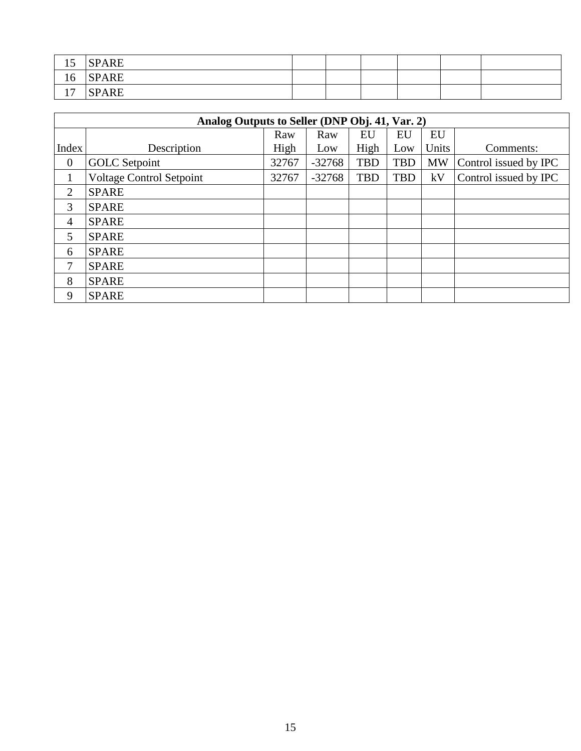| | | | | | | | |
|---|---|---|---|---|---|---|---|
| 15 | SPARE | | | | | | |
| 16 | SPARE | | | | | | |
| 17 | SPARE | | | | | | |

| Analog Outputs to Seller (DNP Obj. 41, Var. 2) | | | | | | | |
|---|---|---|---|---|---|---|---|
| Index | Description | Raw High | Raw Low | EU High | EU Low | EU Units | Comments: |
| 0 | GOLC Setpoint | 32767 | -32768 | TBD | TBD | MW | Control issued by IPC |
| 1 | Voltage Control Setpoint | 32767 | -32768 | TBD | TBD | kV | Control issued by IPC |
| 2 | SPARE | | | | | | |
| 3 | SPARE | | | | | | |
| 4 | SPARE | | | | | | |
| 5 | SPARE | | | | | | |
| 6 | SPARE | | | | | | |
| 7 | SPARE | | | | | | |
| 8 | SPARE | | | | | | |
| 9 | SPARE | | | | | | |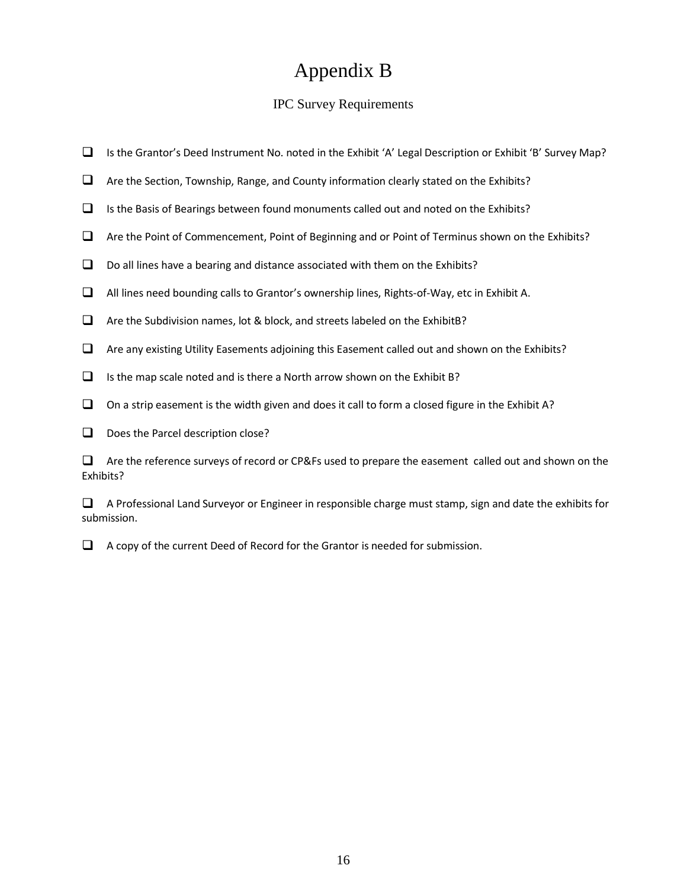# Appendix B

## IPC Survey Requirements

- [ ] Is the Grantor's Deed Instrument No. noted in the Exhibit 'A' Legal Description or Exhibit 'B' Survey Map?
- [ ] Are the Section, Township, Range, and County information clearly stated on the Exhibits?
- [ ] Is the Basis of Bearings between found monuments called out and noted on the Exhibits?
- [ ] Are the Point of Commencement, Point of Beginning and or Point of Terminus shown on the Exhibits?
- [ ] Do all lines have a bearing and distance associated with them on the Exhibits?
- [ ] All lines need bounding calls to Grantor's ownership lines, Rights-of-Way, etc in Exhibit A.
- [ ] Are the Subdivision names, lot & block, and streets labeled on the ExhibitB?
- [ ] Are any existing Utility Easements adjoining this Easement called out and shown on the Exhibits?
- [ ] Is the map scale noted and is there a North arrow shown on the Exhibit B?
- [ ] On a strip easement is the width given and does it call to form a closed figure in the Exhibit A?
- [ ] Does the Parcel description close?
- [ ] Are the reference surveys of record or CP&Fs used to prepare the easement called out and shown on the Exhibits?
- [ ] A Professional Land Surveyor or Engineer in responsible charge must stamp, sign and date the exhibits for submission.
- [ ] A copy of the current Deed of Record for the Grantor is needed for submission.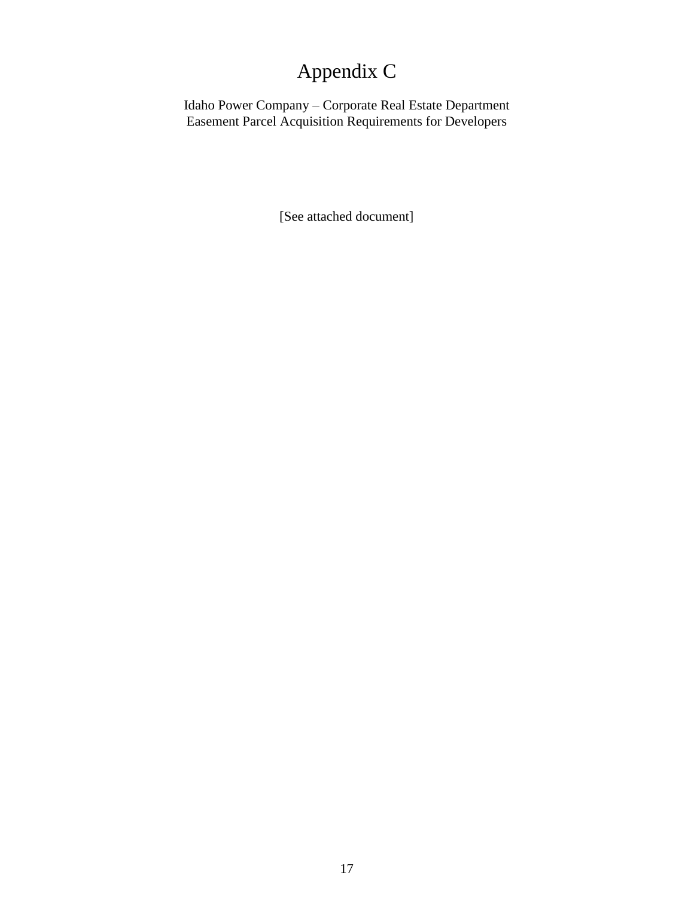# Appendix C

Idaho Power Company – Corporate Real Estate Department
Easement Parcel Acquisition Requirements for Developers

[See attached document]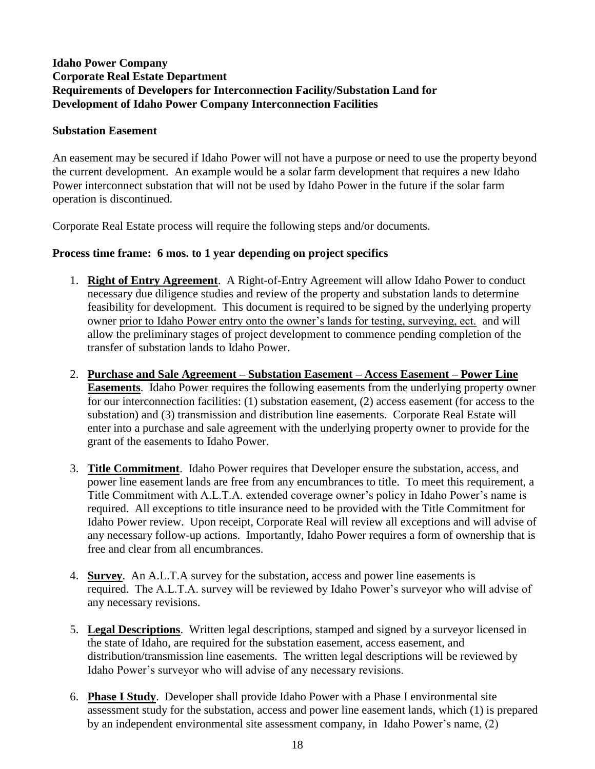**Idaho Power Company**
**Corporate Real Estate Department**
**Requirements of Developers for Interconnection Facility/Substation Land for Development of Idaho Power Company Interconnection Facilities**

**Substation Easement**

An easement may be secured if Idaho Power will not have a purpose or need to use the property beyond the current development. An example would be a solar farm development that requires a new Idaho Power interconnect substation that will not be used by Idaho Power in the future if the solar farm operation is discontinued.

Corporate Real Estate process will require the following steps and/or documents.

**Process time frame: 6 mos. to 1 year depending on project specifics**

1. **Right of Entry Agreement**. A Right-of-Entry Agreement will allow Idaho Power to conduct necessary due diligence studies and review of the property and substation lands to determine feasibility for development. This document is required to be signed by the underlying property owner prior to Idaho Power entry onto the owner's lands for testing, surveying, ect. and will allow the preliminary stages of project development to commence pending completion of the transfer of substation lands to Idaho Power.

2. **Purchase and Sale Agreement – Substation Easement – Access Easement – Power Line Easements**. Idaho Power requires the following easements from the underlying property owner for our interconnection facilities: (1) substation easement, (2) access easement (for access to the substation) and (3) transmission and distribution line easements. Corporate Real Estate will enter into a purchase and sale agreement with the underlying property owner to provide for the grant of the easements to Idaho Power.

3. **Title Commitment**. Idaho Power requires that Developer ensure the substation, access, and power line easement lands are free from any encumbrances to title. To meet this requirement, a Title Commitment with A.L.T.A. extended coverage owner's policy in Idaho Power's name is required. All exceptions to title insurance need to be provided with the Title Commitment for Idaho Power review. Upon receipt, Corporate Real will review all exceptions and will advise of any necessary follow-up actions. Importantly, Idaho Power requires a form of ownership that is free and clear from all encumbrances.

4. **Survey**. An A.L.T.A survey for the substation, access and power line easements is required. The A.L.T.A. survey will be reviewed by Idaho Power's surveyor who will advise of any necessary revisions.

5. **Legal Descriptions**. Written legal descriptions, stamped and signed by a surveyor licensed in the state of Idaho, are required for the substation easement, access easement, and distribution/transmission line easements. The written legal descriptions will be reviewed by Idaho Power's surveyor who will advise of any necessary revisions.

6. **Phase I Study**. Developer shall provide Idaho Power with a Phase I environmental site assessment study for the substation, access and power line easement lands, which (1) is prepared by an independent environmental site assessment company, in Idaho Power's name, (2)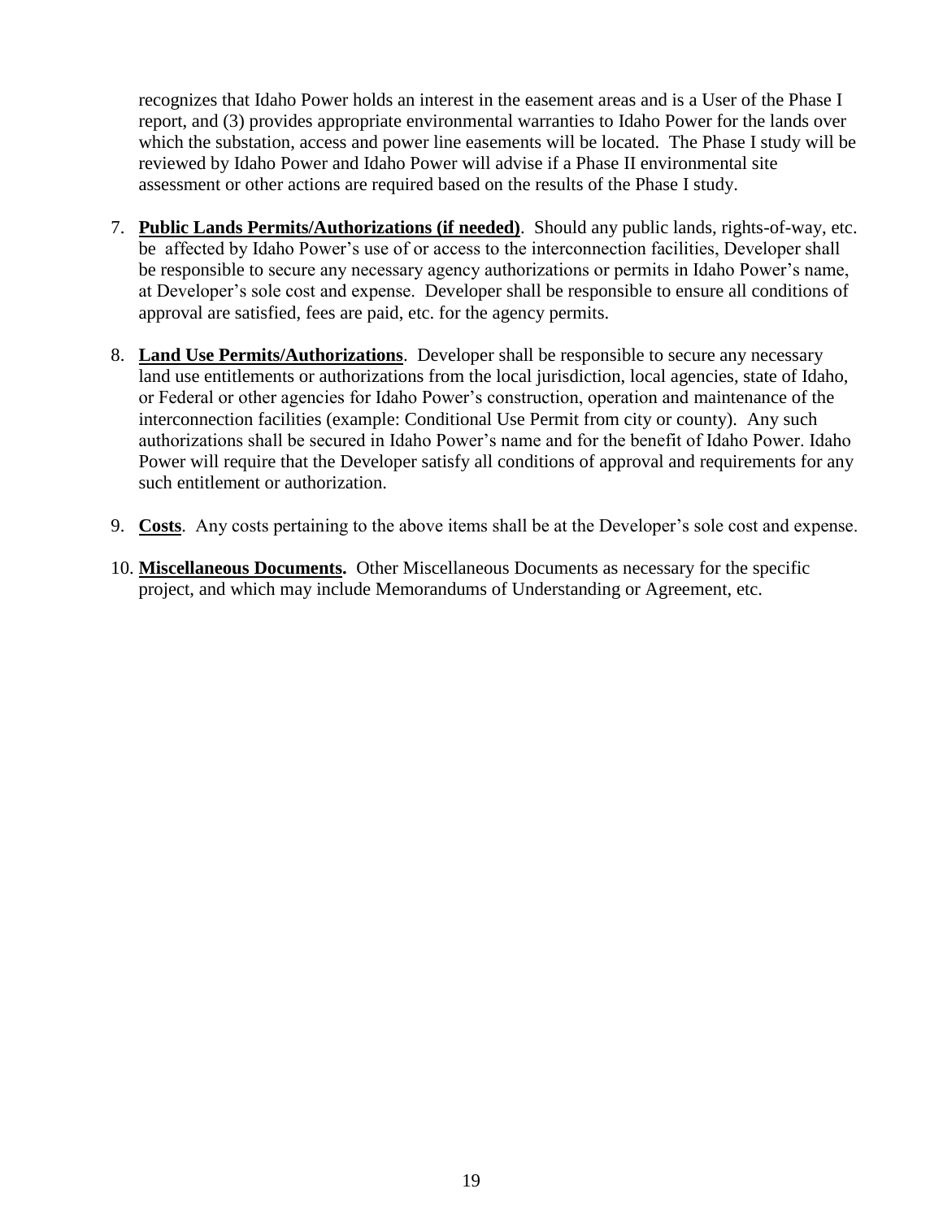recognizes that Idaho Power holds an interest in the easement areas and is a User of the Phase I report, and (3) provides appropriate environmental warranties to Idaho Power for the lands over which the substation, access and power line easements will be located. The Phase I study will be reviewed by Idaho Power and Idaho Power will advise if a Phase II environmental site assessment or other actions are required based on the results of the Phase I study.

7. **Public Lands Permits/Authorizations (if needed)**. Should any public lands, rights-of-way, etc. be affected by Idaho Power's use of or access to the interconnection facilities, Developer shall be responsible to secure any necessary agency authorizations or permits in Idaho Power's name, at Developer's sole cost and expense. Developer shall be responsible to ensure all conditions of approval are satisfied, fees are paid, etc. for the agency permits.

8. **Land Use Permits/Authorizations**. Developer shall be responsible to secure any necessary land use entitlements or authorizations from the local jurisdiction, local agencies, state of Idaho, or Federal or other agencies for Idaho Power's construction, operation and maintenance of the interconnection facilities (example: Conditional Use Permit from city or county). Any such authorizations shall be secured in Idaho Power's name and for the benefit of Idaho Power. Idaho Power will require that the Developer satisfy all conditions of approval and requirements for any such entitlement or authorization.

9. **Costs**. Any costs pertaining to the above items shall be at the Developer's sole cost and expense.

10. **Miscellaneous Documents.** Other Miscellaneous Documents as necessary for the specific project, and which may include Memorandums of Understanding or Agreement, etc.